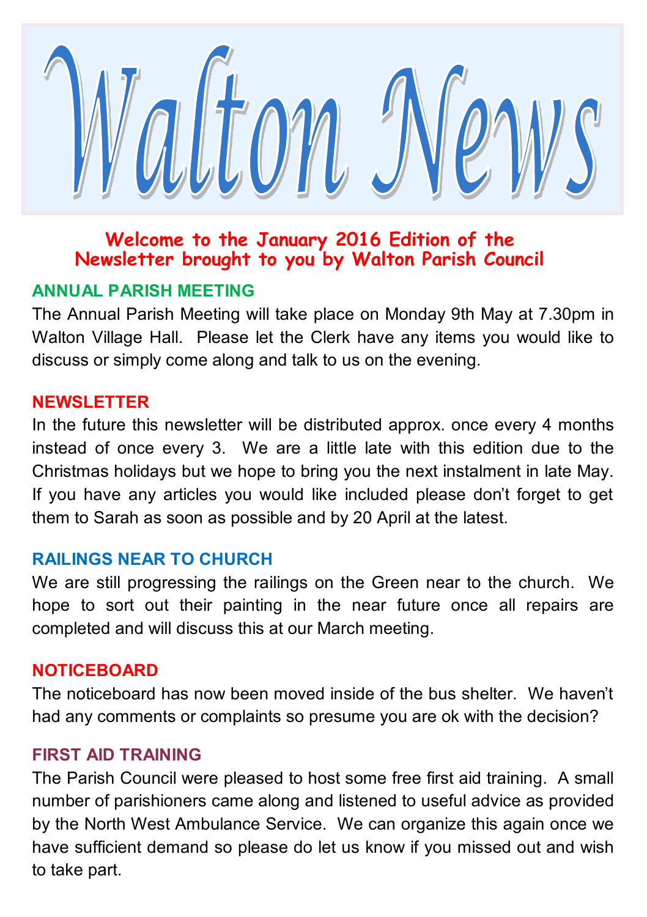# Walton News

**Welcome to the January 2016 Edition of the Newsletter brought to you by Walton Parish Council**

## ANNUAL PARISH MEETING

The Annual Parish Meeting will take place on Monday 9th May at 7.30pm in Walton Village Hall. Please let the Clerk have any items you would like to discuss or simply come along and talk to us on the evening.

## NEWSLETTER

In the future this newsletter will be distributed approx. once every 4 months instead of once every 3. We are a little late with this edition due to the Christmas holidays but we hope to bring you the next instalment in late May. If you have any articles you would like included please don't forget to get them to Sarah as soon as possible and by 20 April at the latest.

## RAILINGS NEAR TO CHURCH

We are still progressing the railings on the Green near to the church. We hope to sort out their painting in the near future once all repairs are completed and will discuss this at our March meeting.

## NOTICEBOARD

The noticeboard has now been moved inside of the bus shelter. We haven't had any comments or complaints so presume you are ok with the decision?

## FIRST AID TRAINING

The Parish Council were pleased to host some free first aid training. A small number of parishioners came along and listened to useful advice as provided by the North West Ambulance Service. We can organize this again once we have sufficient demand so please do let us know if you missed out and wish to take part.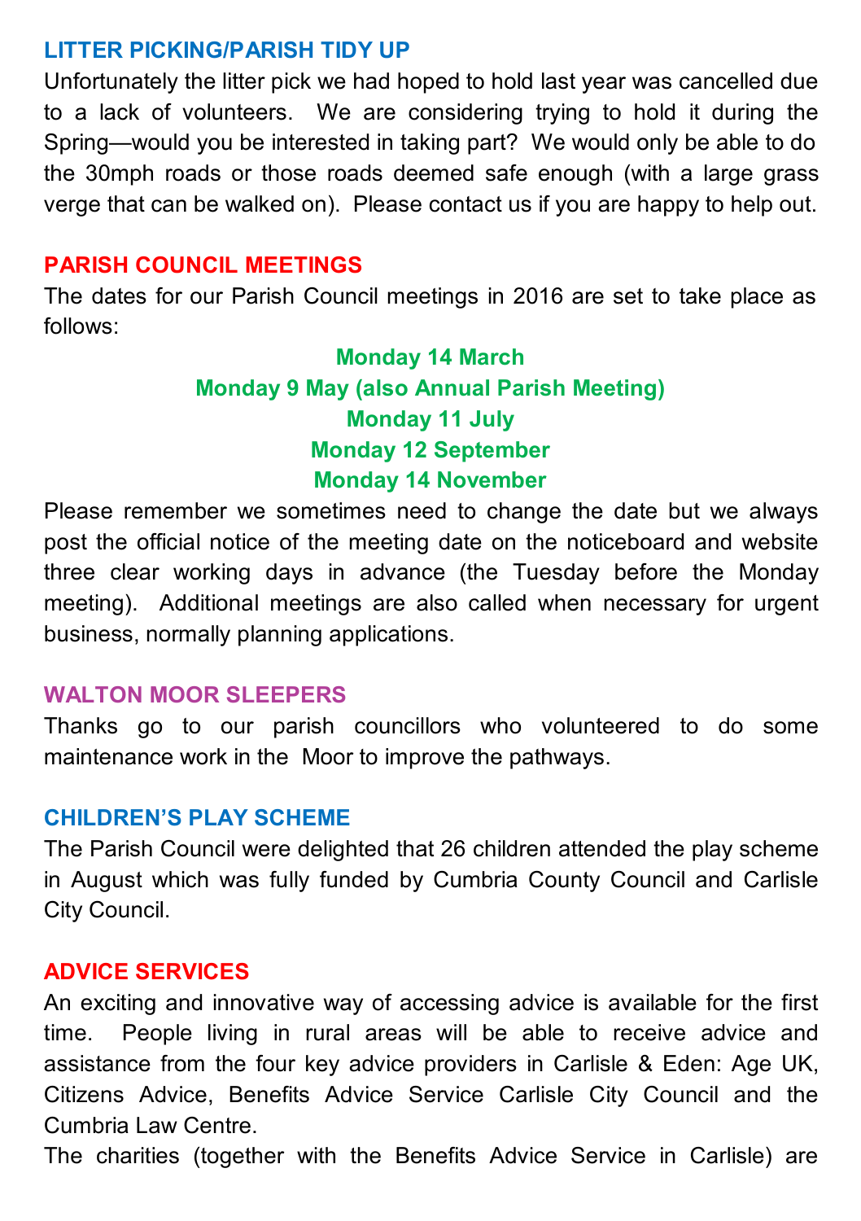## LITTER PICKING/PARISH TIDY UP

Unfortunately the litter pick we had hoped to hold last year was cancelled due to a lack of volunteers. We are considering trying to hold it during the Spring—would you be interested in taking part? We would only be able to do the 30mph roads or those roads deemed safe enough (with a large grass verge that can be walked on). Please contact us if you are happy to help out.

## PARISH COUNCIL MEETINGS

The dates for our Parish Council meetings in 2016 are set to take place as follows:

**Monday 14 March**
**Monday 9 May (also Annual Parish Meeting)**
**Monday 11 July**
**Monday 12 September**
**Monday 14 November**

Please remember we sometimes need to change the date but we always post the official notice of the meeting date on the noticeboard and website three clear working days in advance (the Tuesday before the Monday meeting). Additional meetings are also called when necessary for urgent business, normally planning applications.

## WALTON MOOR SLEEPERS

Thanks go to our parish councillors who volunteered to do some maintenance work in the Moor to improve the pathways.

## CHILDREN'S PLAY SCHEME

The Parish Council were delighted that 26 children attended the play scheme in August which was fully funded by Cumbria County Council and Carlisle City Council.

## ADVICE SERVICES

An exciting and innovative way of accessing advice is available for the first time. People living in rural areas will be able to receive advice and assistance from the four key advice providers in Carlisle & Eden: Age UK, Citizens Advice, Benefits Advice Service Carlisle City Council and the Cumbria Law Centre.

The charities (together with the Benefits Advice Service in Carlisle) are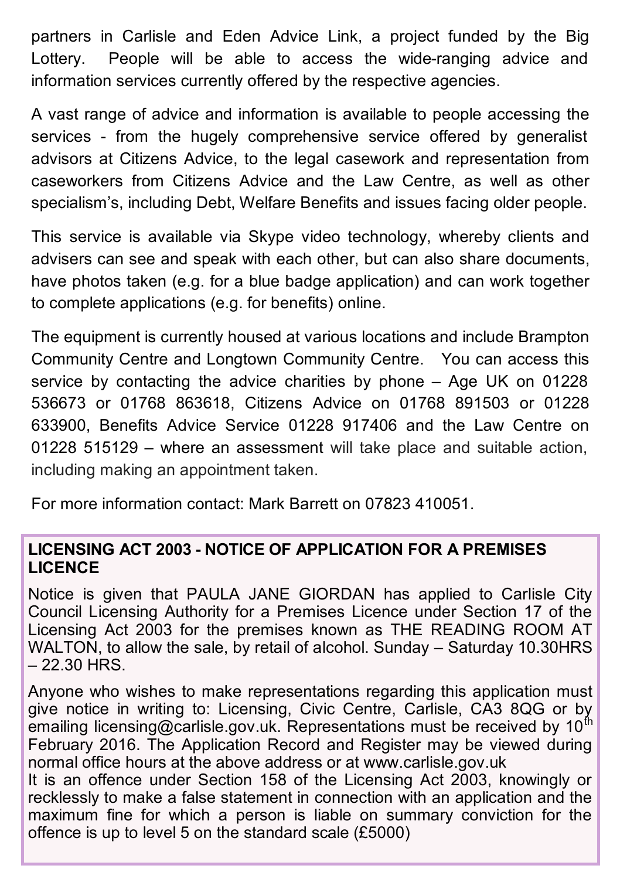partners in Carlisle and Eden Advice Link, a project funded by the Big Lottery. People will be able to access the wide-ranging advice and information services currently offered by the respective agencies.

A vast range of advice and information is available to people accessing the services - from the hugely comprehensive service offered by generalist advisors at Citizens Advice, to the legal casework and representation from caseworkers from Citizens Advice and the Law Centre, as well as other specialism's, including Debt, Welfare Benefits and issues facing older people.

This service is available via Skype video technology, whereby clients and advisers can see and speak with each other, but can also share documents, have photos taken (e.g. for a blue badge application) and can work together to complete applications (e.g. for benefits) online.

The equipment is currently housed at various locations and include Brampton Community Centre and Longtown Community Centre. You can access this service by contacting the advice charities by phone – Age UK on 01228 536673 or 01768 863618, Citizens Advice on 01768 891503 or 01228 633900, Benefits Advice Service 01228 917406 and the Law Centre on 01228 515129 – where an assessment will take place and suitable action, including making an appointment taken.

For more information contact: Mark Barrett on 07823 410051.

**LICENSING ACT 2003 - NOTICE OF APPLICATION FOR A PREMISES LICENCE**

Notice is given that PAULA JANE GIORDAN has applied to Carlisle City Council Licensing Authority for a Premises Licence under Section 17 of the Licensing Act 2003 for the premises known as THE READING ROOM AT WALTON, to allow the sale, by retail of alcohol. Sunday – Saturday 10.30HRS – 22.30 HRS.

Anyone who wishes to make representations regarding this application must give notice in writing to: Licensing, Civic Centre, Carlisle, CA3 8QG or by emailing licensing@carlisle.gov.uk. Representations must be received by 10th February 2016. The Application Record and Register may be viewed during normal office hours at the above address or at www.carlisle.gov.uk
It is an offence under Section 158 of the Licensing Act 2003, knowingly or recklessly to make a false statement in connection with an application and the maximum fine for which a person is liable on summary conviction for the offence is up to level 5 on the standard scale (£5000)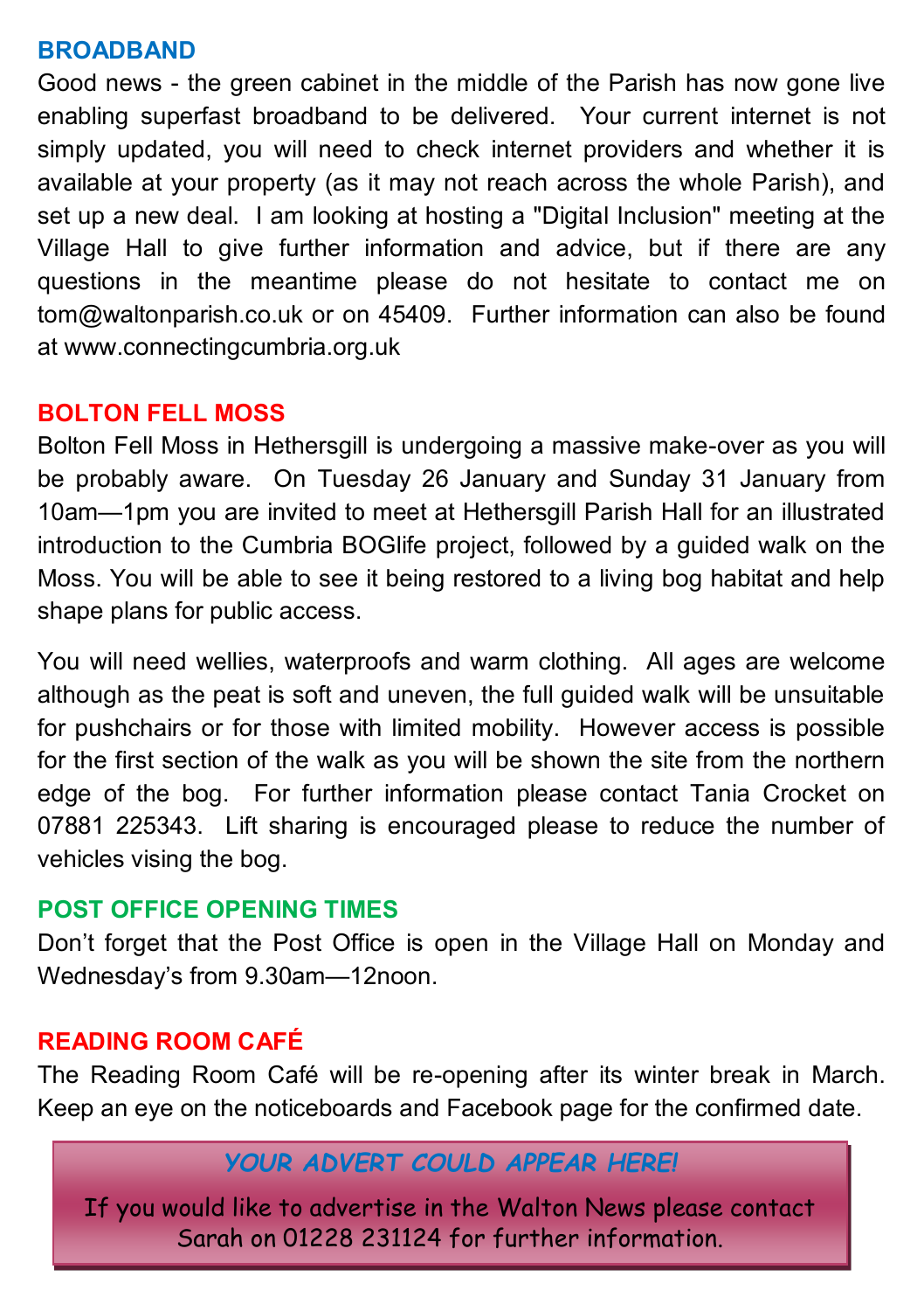## BROADBAND

Good news - the green cabinet in the middle of the Parish has now gone live enabling superfast broadband to be delivered. Your current internet is not simply updated, you will need to check internet providers and whether it is available at your property (as it may not reach across the whole Parish), and set up a new deal. I am looking at hosting a "Digital Inclusion" meeting at the Village Hall to give further information and advice, but if there are any questions in the meantime please do not hesitate to contact me on tom@waltonparish.co.uk or on 45409. Further information can also be found at www.connectingcumbria.org.uk

## BOLTON FELL MOSS

Bolton Fell Moss in Hethersgill is undergoing a massive make-over as you will be probably aware. On Tuesday 26 January and Sunday 31 January from 10am—1pm you are invited to meet at Hethersgill Parish Hall for an illustrated introduction to the Cumbria BOGlife project, followed by a guided walk on the Moss. You will be able to see it being restored to a living bog habitat and help shape plans for public access.

You will need wellies, waterproofs and warm clothing. All ages are welcome although as the peat is soft and uneven, the full guided walk will be unsuitable for pushchairs or for those with limited mobility. However access is possible for the first section of the walk as you will be shown the site from the northern edge of the bog. For further information please contact Tania Crocket on 07881 225343. Lift sharing is encouraged please to reduce the number of vehicles vising the bog.

## POST OFFICE OPENING TIMES

Don't forget that the Post Office is open in the Village Hall on Monday and Wednesday's from 9.30am—12noon.

## READING ROOM CAFÉ

The Reading Room Café will be re-opening after its winter break in March. Keep an eye on the noticeboards and Facebook page for the confirmed date.

***YOUR ADVERT COULD APPEAR HERE!***

If you would like to advertise in the Walton News please contact Sarah on 01228 231124 for further information.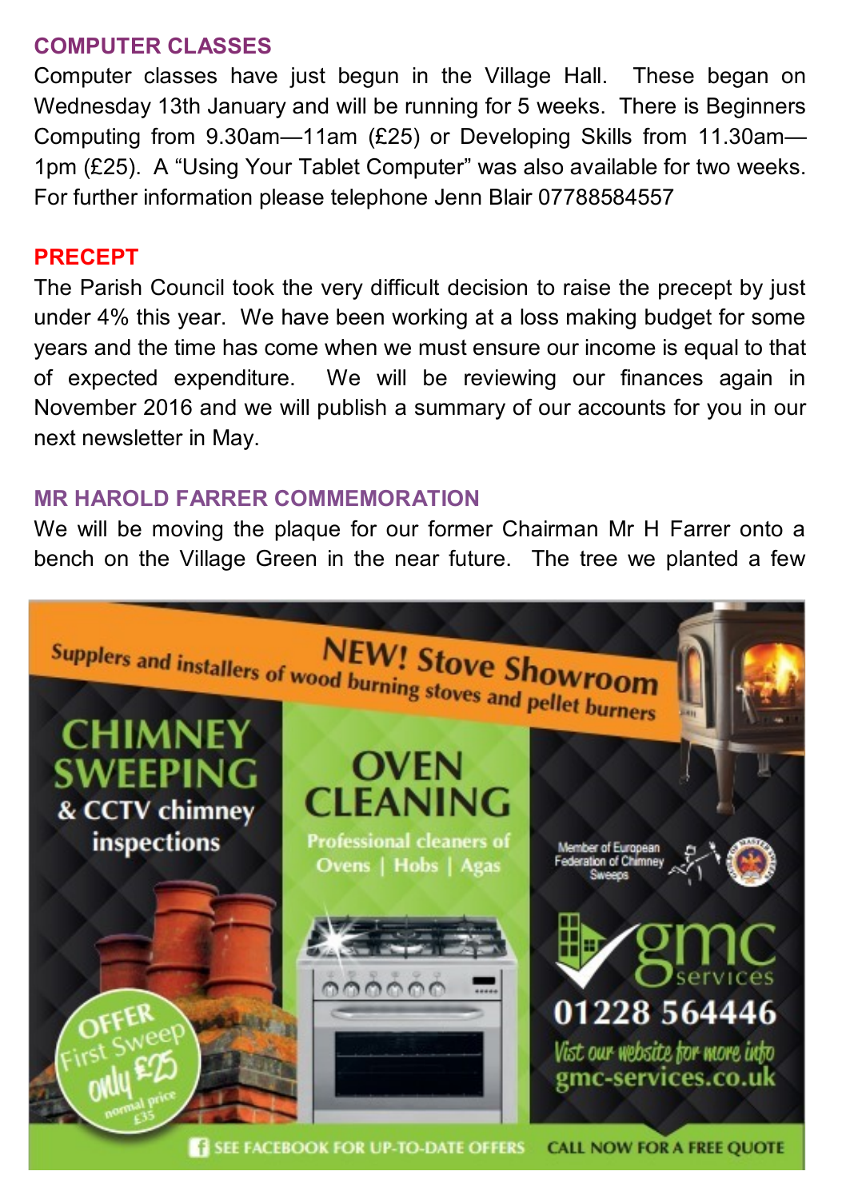## COMPUTER CLASSES

Computer classes have just begun in the Village Hall. These began on Wednesday 13th January and will be running for 5 weeks. There is Beginners Computing from 9.30am—11am (£25) or Developing Skills from 11.30am—1pm (£25). A "Using Your Tablet Computer" was also available for two weeks. For further information please telephone Jenn Blair 07788584557

## PRECEPT

The Parish Council took the very difficult decision to raise the precept by just under 4% this year. We have been working at a loss making budget for some years and the time has come when we must ensure our income is equal to that of expected expenditure. We will be reviewing our finances again in November 2016 and we will publish a summary of our accounts for you in our next newsletter in May.

## MR HAROLD FARRER COMMEMORATION

We will be moving the plaque for our former Chairman Mr H Farrer onto a bench on the Village Green in the near future. The tree we planted a few

Suppliers and installers of wood burning stoves and pellet burners

**NEW! Stove Showroom**

**CHIMNEY SWEEPING** & CCTV chimney inspections

OFFER First Sweep only £25 normal price £35

**OVEN CLEANING**

Professional cleaners of Ovens | Hobs | Agas

Member of European Federation of Chimney Sweeps

gmc services

01228 564446

Visit our website for more info gmc-services.co.uk

SEE FACEBOOK FOR UP-TO-DATE OFFERS

CALL NOW FOR A FREE QUOTE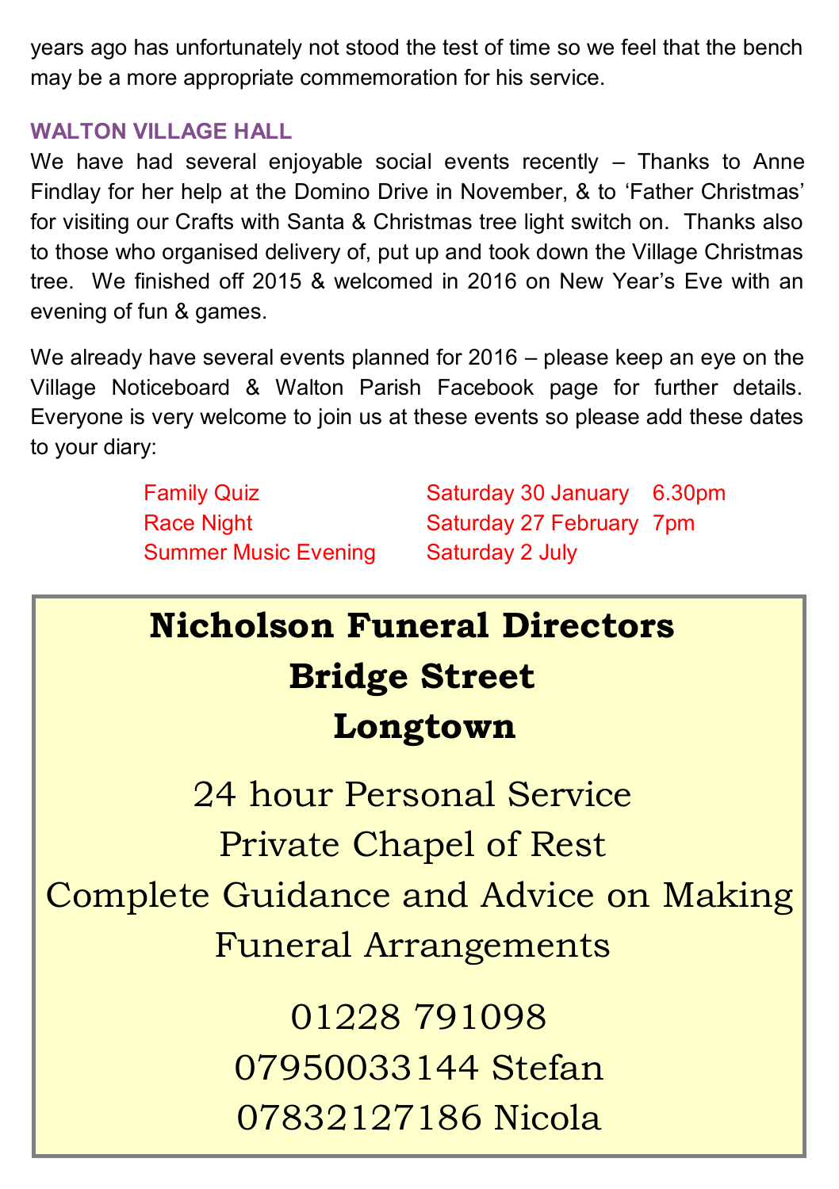years ago has unfortunately not stood the test of time so we feel that the bench may be a more appropriate commemoration for his service.

## WALTON VILLAGE HALL

We have had several enjoyable social events recently – Thanks to Anne Findlay for her help at the Domino Drive in November, & to 'Father Christmas' for visiting our Crafts with Santa & Christmas tree light switch on. Thanks also to those who organised delivery of, put up and took down the Village Christmas tree. We finished off 2015 & welcomed in 2016 on New Year's Eve with an evening of fun & games.

We already have several events planned for 2016 – please keep an eye on the Village Noticeboard & Walton Parish Facebook page for further details. Everyone is very welcome to join us at these events so please add these dates to your diary:

| | | |
|---|---|---|
| Family Quiz | Saturday 30 January | 6.30pm |
| Race Night | Saturday 27 February | 7pm |
| Summer Music Evening | Saturday 2 July | |

**Nicholson Funeral Directors**
**Bridge Street**
**Longtown**

24 hour Personal Service
Private Chapel of Rest
Complete Guidance and Advice on Making Funeral Arrangements

01228 791098
07950033144 Stefan
07832127186 Nicola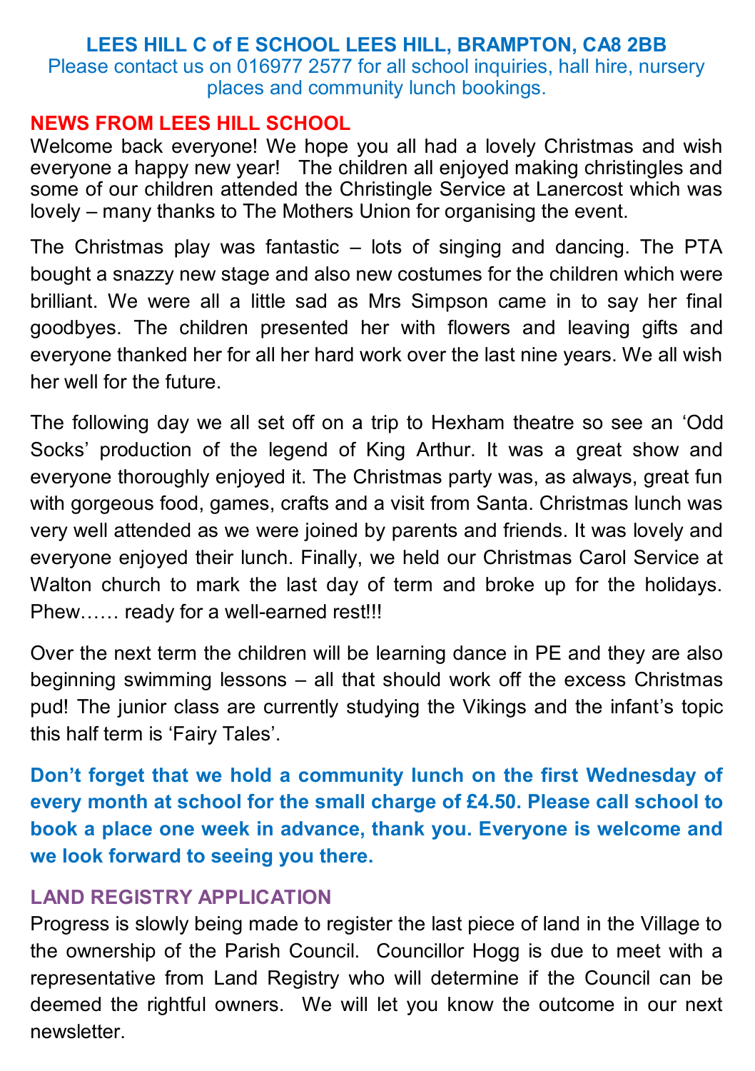**LEES HILL C of E SCHOOL LEES HILL, BRAMPTON, CA8 2BB**
Please contact us on 016977 2577 for all school inquiries, hall hire, nursery places and community lunch bookings.

## NEWS FROM LEES HILL SCHOOL

Welcome back everyone! We hope you all had a lovely Christmas and wish everyone a happy new year! The children all enjoyed making christingles and some of our children attended the Christingle Service at Lanercost which was lovely – many thanks to The Mothers Union for organising the event.

The Christmas play was fantastic – lots of singing and dancing. The PTA bought a snazzy new stage and also new costumes for the children which were brilliant. We were all a little sad as Mrs Simpson came in to say her final goodbyes. The children presented her with flowers and leaving gifts and everyone thanked her for all her hard work over the last nine years. We all wish her well for the future.

The following day we all set off on a trip to Hexham theatre so see an 'Odd Socks' production of the legend of King Arthur. It was a great show and everyone thoroughly enjoyed it. The Christmas party was, as always, great fun with gorgeous food, games, crafts and a visit from Santa. Christmas lunch was very well attended as we were joined by parents and friends. It was lovely and everyone enjoyed their lunch. Finally, we held our Christmas Carol Service at Walton church to mark the last day of term and broke up for the holidays. Phew…… ready for a well-earned rest!!!

Over the next term the children will be learning dance in PE and they are also beginning swimming lessons – all that should work off the excess Christmas pud! The junior class are currently studying the Vikings and the infant's topic this half term is 'Fairy Tales'.

**Don't forget that we hold a community lunch on the first Wednesday of every month at school for the small charge of £4.50. Please call school to book a place one week in advance, thank you. Everyone is welcome and we look forward to seeing you there.**

## LAND REGISTRY APPLICATION

Progress is slowly being made to register the last piece of land in the Village to the ownership of the Parish Council. Councillor Hogg is due to meet with a representative from Land Registry who will determine if the Council can be deemed the rightful owners. We will let you know the outcome in our next newsletter.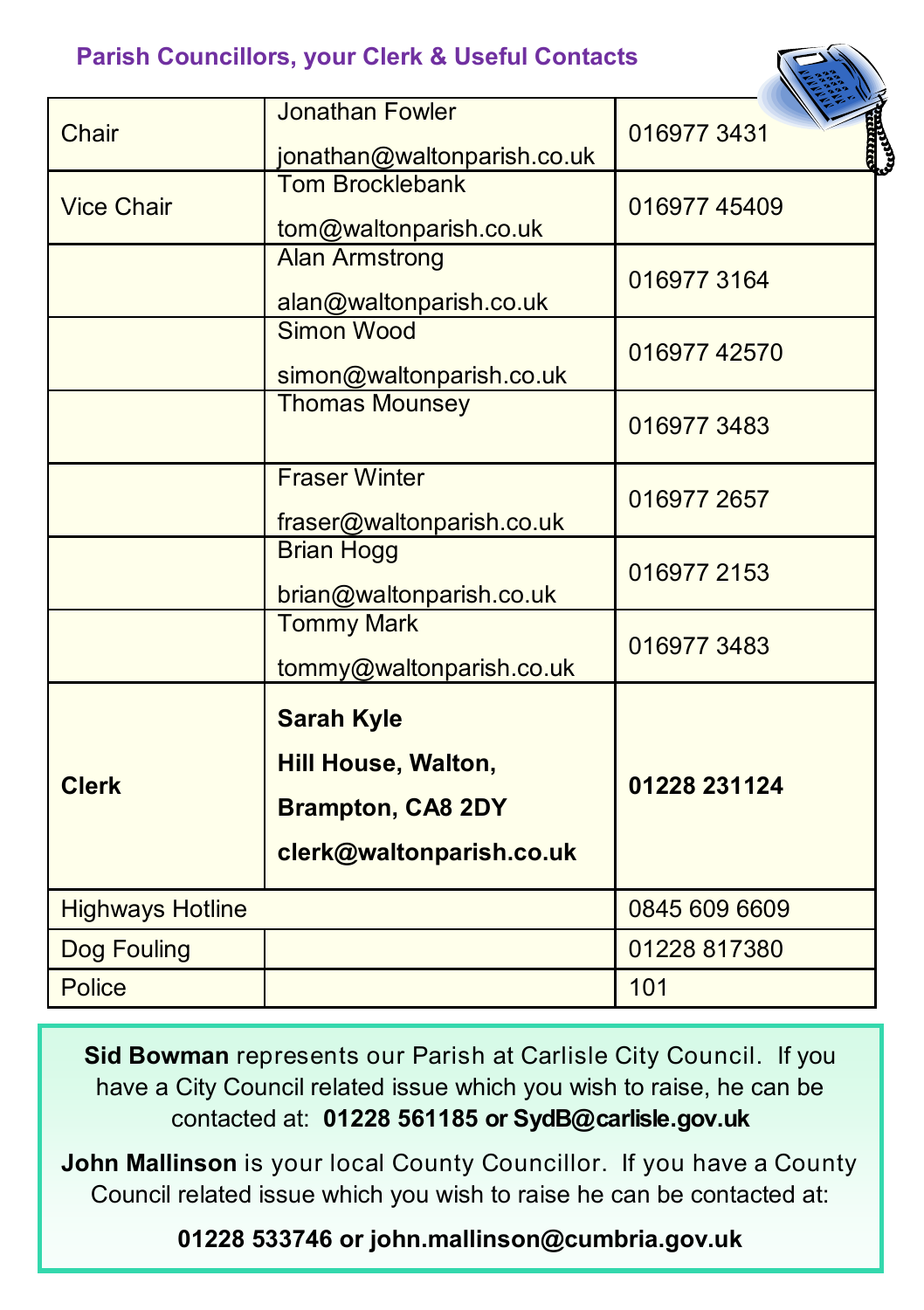## Parish Councillors, your Clerk & Useful Contacts

| | | |
|---|---|---|
| Chair | Jonathan Fowler<br>jonathan@waltonparish.co.uk | 016977 3431 |
| Vice Chair | Tom Brocklebank<br>tom@waltonparish.co.uk | 016977 45409 |
| | Alan Armstrong<br>alan@waltonparish.co.uk | 016977 3164 |
| | Simon Wood<br>simon@waltonparish.co.uk | 016977 42570 |
| | Thomas Mounsey | 016977 3483 |
| | Fraser Winter<br>fraser@waltonparish.co.uk | 016977 2657 |
| | Brian Hogg<br>brian@waltonparish.co.uk | 016977 2153 |
| | Tommy Mark<br>tommy@waltonparish.co.uk | 016977 3483 |
| **Clerk** | **Sarah Kyle**<br>**Hill House, Walton,**<br>**Brampton, CA8 2DY**<br>**clerk@waltonparish.co.uk** | **01228 231124** |
| Highways Hotline | | 0845 609 6609 |
| Dog Fouling | | 01228 817380 |
| Police | | 101 |

**Sid Bowman** represents our Parish at Carlisle City Council. If you have a City Council related issue which you wish to raise, he can be contacted at: **01228 561185 or SydB@carlisle.gov.uk**

**John Mallinson** is your local County Councillor. If you have a County Council related issue which you wish to raise he can be contacted at:

**01228 533746 or john.mallinson@cumbria.gov.uk**